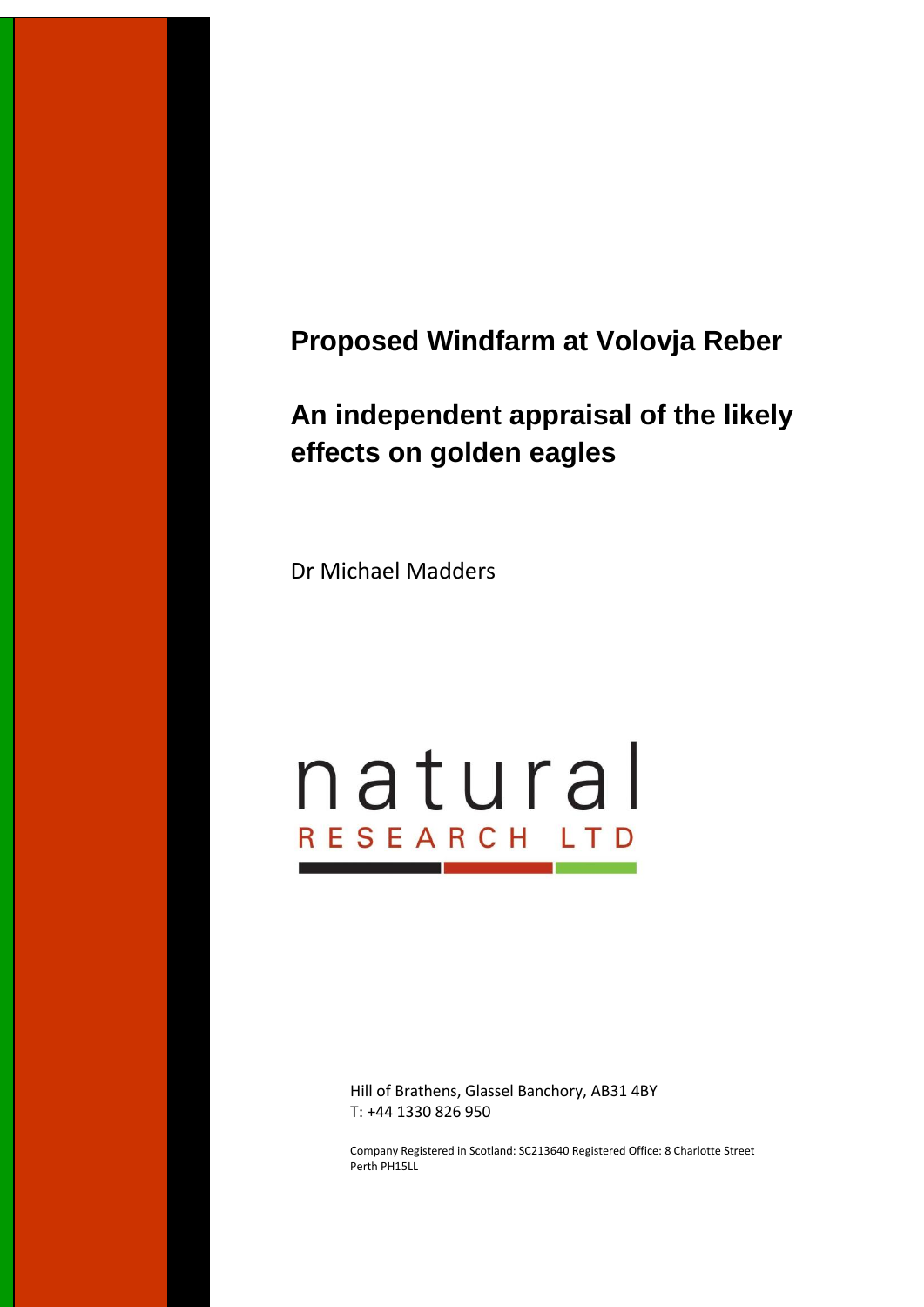# Proposed Windfarm at Volovja Reber

## An independent appraisal of the likely effects on golden eagles

Dr Michael Madders

natural
RESEARCH LTD

Hill of Brathens, Glassel Banchory, AB31 4BY
T: +44 1330 826 950

Company Registered in Scotland: SC213640 Registered Office: 8 Charlotte Street Perth PH15LL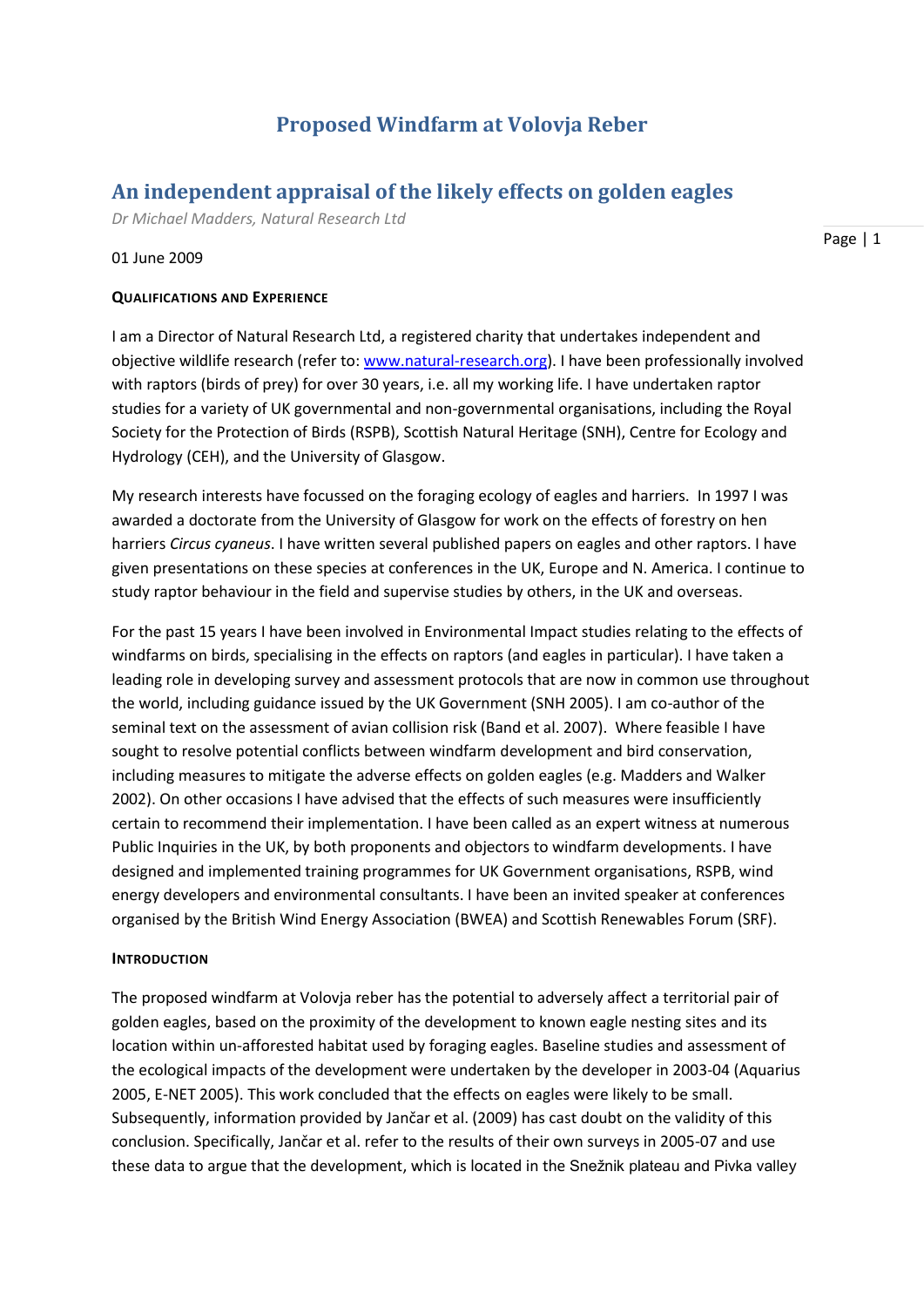# Proposed Windfarm at Volovja Reber

## An independent appraisal of the likely effects on golden eagles

*Dr Michael Madders, Natural Research Ltd*

01 June 2009

#### Qualifications and Experience

I am a Director of Natural Research Ltd, a registered charity that undertakes independent and objective wildlife research (refer to: www.natural-research.org). I have been professionally involved with raptors (birds of prey) for over 30 years, i.e. all my working life. I have undertaken raptor studies for a variety of UK governmental and non-governmental organisations, including the Royal Society for the Protection of Birds (RSPB), Scottish Natural Heritage (SNH), Centre for Ecology and Hydrology (CEH), and the University of Glasgow.

My research interests have focussed on the foraging ecology of eagles and harriers. In 1997 I was awarded a doctorate from the University of Glasgow for work on the effects of forestry on hen harriers *Circus cyaneus*. I have written several published papers on eagles and other raptors. I have given presentations on these species at conferences in the UK, Europe and N. America. I continue to study raptor behaviour in the field and supervise studies by others, in the UK and overseas.

For the past 15 years I have been involved in Environmental Impact studies relating to the effects of windfarms on birds, specialising in the effects on raptors (and eagles in particular). I have taken a leading role in developing survey and assessment protocols that are now in common use throughout the world, including guidance issued by the UK Government (SNH 2005). I am co-author of the seminal text on the assessment of avian collision risk (Band et al. 2007). Where feasible I have sought to resolve potential conflicts between windfarm development and bird conservation, including measures to mitigate the adverse effects on golden eagles (e.g. Madders and Walker 2002). On other occasions I have advised that the effects of such measures were insufficiently certain to recommend their implementation. I have been called as an expert witness at numerous Public Inquiries in the UK, by both proponents and objectors to windfarm developments. I have designed and implemented training programmes for UK Government organisations, RSPB, wind energy developers and environmental consultants. I have been an invited speaker at conferences organised by the British Wind Energy Association (BWEA) and Scottish Renewables Forum (SRF).

#### Introduction

The proposed windfarm at Volovja reber has the potential to adversely affect a territorial pair of golden eagles, based on the proximity of the development to known eagle nesting sites and its location within un-afforested habitat used by foraging eagles. Baseline studies and assessment of the ecological impacts of the development were undertaken by the developer in 2003-04 (Aquarius 2005, E-NET 2005). This work concluded that the effects on eagles were likely to be small. Subsequently, information provided by Jančar et al. (2009) has cast doubt on the validity of this conclusion. Specifically, Jančar et al. refer to the results of their own surveys in 2005-07 and use these data to argue that the development, which is located in the Snežnik plateau and Pivka valley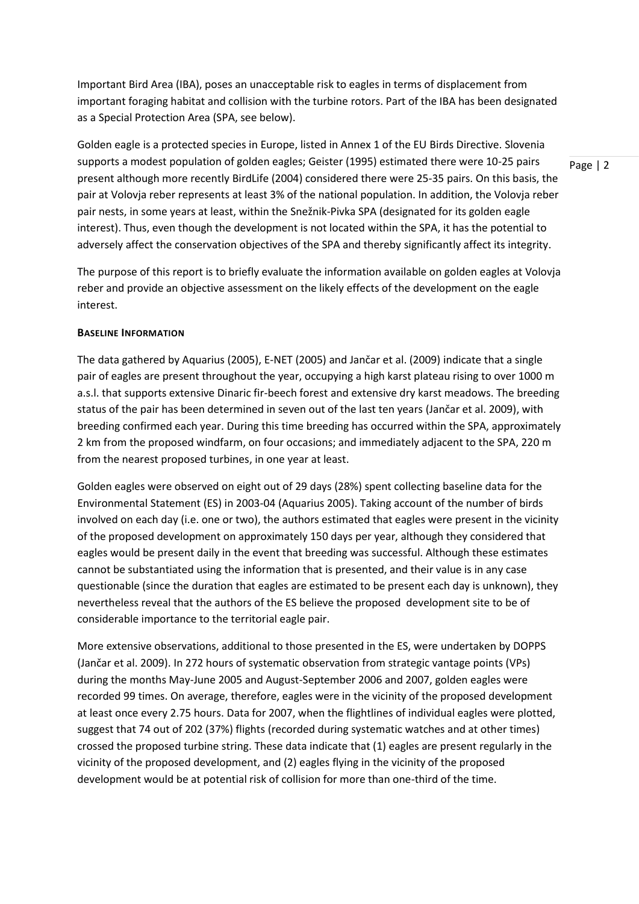Important Bird Area (IBA), poses an unacceptable risk to eagles in terms of displacement from important foraging habitat and collision with the turbine rotors. Part of the IBA has been designated as a Special Protection Area (SPA, see below).

Golden eagle is a protected species in Europe, listed in Annex 1 of the EU Birds Directive. Slovenia supports a modest population of golden eagles; Geister (1995) estimated there were 10-25 pairs present although more recently BirdLife (2004) considered there were 25-35 pairs. On this basis, the pair at Volovja reber represents at least 3% of the national population. In addition, the Volovja reber pair nests, in some years at least, within the Snežnik-Pivka SPA (designated for its golden eagle interest). Thus, even though the development is not located within the SPA, it has the potential to adversely affect the conservation objectives of the SPA and thereby significantly affect its integrity.

The purpose of this report is to briefly evaluate the information available on golden eagles at Volovja reber and provide an objective assessment on the likely effects of the development on the eagle interest.

## Baseline Information

The data gathered by Aquarius (2005), E-NET (2005) and Jančar et al. (2009) indicate that a single pair of eagles are present throughout the year, occupying a high karst plateau rising to over 1000 m a.s.l. that supports extensive Dinaric fir-beech forest and extensive dry karst meadows. The breeding status of the pair has been determined in seven out of the last ten years (Jančar et al. 2009), with breeding confirmed each year. During this time breeding has occurred within the SPA, approximately 2 km from the proposed windfarm, on four occasions; and immediately adjacent to the SPA, 220 m from the nearest proposed turbines, in one year at least.

Golden eagles were observed on eight out of 29 days (28%) spent collecting baseline data for the Environmental Statement (ES) in 2003-04 (Aquarius 2005). Taking account of the number of birds involved on each day (i.e. one or two), the authors estimated that eagles were present in the vicinity of the proposed development on approximately 150 days per year, although they considered that eagles would be present daily in the event that breeding was successful. Although these estimates cannot be substantiated using the information that is presented, and their value is in any case questionable (since the duration that eagles are estimated to be present each day is unknown), they nevertheless reveal that the authors of the ES believe the proposed development site to be of considerable importance to the territorial eagle pair.

More extensive observations, additional to those presented in the ES, were undertaken by DOPPS (Jančar et al. 2009). In 272 hours of systematic observation from strategic vantage points (VPs) during the months May-June 2005 and August-September 2006 and 2007, golden eagles were recorded 99 times. On average, therefore, eagles were in the vicinity of the proposed development at least once every 2.75 hours. Data for 2007, when the flightlines of individual eagles were plotted, suggest that 74 out of 202 (37%) flights (recorded during systematic watches and at other times) crossed the proposed turbine string. These data indicate that (1) eagles are present regularly in the vicinity of the proposed development, and (2) eagles flying in the vicinity of the proposed development would be at potential risk of collision for more than one-third of the time.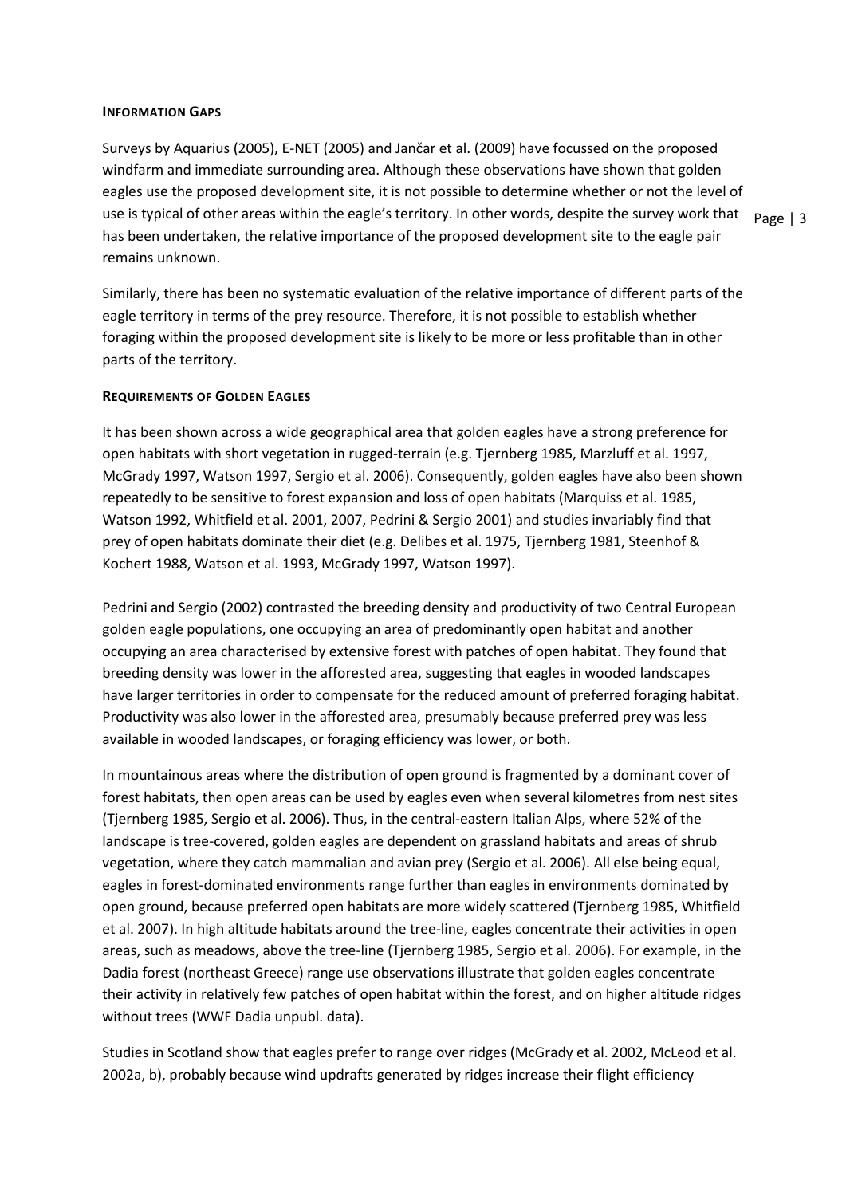#### **Information Gaps**

Surveys by Aquarius (2005), E-NET (2005) and Jančar et al. (2009) have focussed on the proposed windfarm and immediate surrounding area. Although these observations have shown that golden eagles use the proposed development site, it is not possible to determine whether or not the level of use is typical of other areas within the eagle's territory. In other words, despite the survey work that has been undertaken, the relative importance of the proposed development site to the eagle pair remains unknown.

Similarly, there has been no systematic evaluation of the relative importance of different parts of the eagle territory in terms of the prey resource. Therefore, it is not possible to establish whether foraging within the proposed development site is likely to be more or less profitable than in other parts of the territory.

#### **Requirements of Golden Eagles**

It has been shown across a wide geographical area that golden eagles have a strong preference for open habitats with short vegetation in rugged-terrain (e.g. Tjernberg 1985, Marzluff et al. 1997, McGrady 1997, Watson 1997, Sergio et al. 2006). Consequently, golden eagles have also been shown repeatedly to be sensitive to forest expansion and loss of open habitats (Marquiss et al. 1985, Watson 1992, Whitfield et al. 2001, 2007, Pedrini & Sergio 2001) and studies invariably find that prey of open habitats dominate their diet (e.g. Delibes et al. 1975, Tjernberg 1981, Steenhof & Kochert 1988, Watson et al. 1993, McGrady 1997, Watson 1997).

Pedrini and Sergio (2002) contrasted the breeding density and productivity of two Central European golden eagle populations, one occupying an area of predominantly open habitat and another occupying an area characterised by extensive forest with patches of open habitat. They found that breeding density was lower in the afforested area, suggesting that eagles in wooded landscapes have larger territories in order to compensate for the reduced amount of preferred foraging habitat. Productivity was also lower in the afforested area, presumably because preferred prey was less available in wooded landscapes, or foraging efficiency was lower, or both.

In mountainous areas where the distribution of open ground is fragmented by a dominant cover of forest habitats, then open areas can be used by eagles even when several kilometres from nest sites (Tjernberg 1985, Sergio et al. 2006). Thus, in the central-eastern Italian Alps, where 52% of the landscape is tree-covered, golden eagles are dependent on grassland habitats and areas of shrub vegetation, where they catch mammalian and avian prey (Sergio et al. 2006). All else being equal, eagles in forest-dominated environments range further than eagles in environments dominated by open ground, because preferred open habitats are more widely scattered (Tjernberg 1985, Whitfield et al. 2007). In high altitude habitats around the tree-line, eagles concentrate their activities in open areas, such as meadows, above the tree-line (Tjernberg 1985, Sergio et al. 2006). For example, in the Dadia forest (northeast Greece) range use observations illustrate that golden eagles concentrate their activity in relatively few patches of open habitat within the forest, and on higher altitude ridges without trees (WWF Dadia unpubl. data).

Studies in Scotland show that eagles prefer to range over ridges (McGrady et al. 2002, McLeod et al. 2002a, b), probably because wind updrafts generated by ridges increase their flight efficiency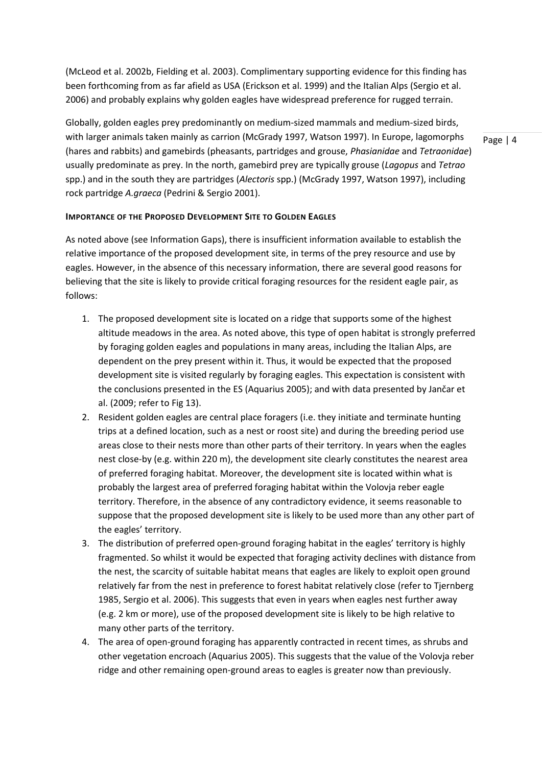(McLeod et al. 2002b, Fielding et al. 2003). Complimentary supporting evidence for this finding has been forthcoming from as far afield as USA (Erickson et al. 1999) and the Italian Alps (Sergio et al. 2006) and probably explains why golden eagles have widespread preference for rugged terrain.

Globally, golden eagles prey predominantly on medium-sized mammals and medium-sized birds, with larger animals taken mainly as carrion (McGrady 1997, Watson 1997). In Europe, lagomorphs (hares and rabbits) and gamebirds (pheasants, partridges and grouse, *Phasianidae* and *Tetraonidae*) usually predominate as prey. In the north, gamebird prey are typically grouse (*Lagopus* and *Tetrao* spp.) and in the south they are partridges (*Alectoris* spp.) (McGrady 1997, Watson 1997), including rock partridge *A.graeca* (Pedrini & Sergio 2001).

**IMPORTANCE OF THE PROPOSED DEVELOPMENT SITE TO GOLDEN EAGLES**

As noted above (see Information Gaps), there is insufficient information available to establish the relative importance of the proposed development site, in terms of the prey resource and use by eagles. However, in the absence of this necessary information, there are several good reasons for believing that the site is likely to provide critical foraging resources for the resident eagle pair, as follows:

1. The proposed development site is located on a ridge that supports some of the highest altitude meadows in the area. As noted above, this type of open habitat is strongly preferred by foraging golden eagles and populations in many areas, including the Italian Alps, are dependent on the prey present within it. Thus, it would be expected that the proposed development site is visited regularly by foraging eagles. This expectation is consistent with the conclusions presented in the ES (Aquarius 2005); and with data presented by Jančar et al. (2009; refer to Fig 13).
2. Resident golden eagles are central place foragers (i.e. they initiate and terminate hunting trips at a defined location, such as a nest or roost site) and during the breeding period use areas close to their nests more than other parts of their territory. In years when the eagles nest close-by (e.g. within 220 m), the development site clearly constitutes the nearest area of preferred foraging habitat. Moreover, the development site is located within what is probably the largest area of preferred foraging habitat within the Volovja reber eagle territory. Therefore, in the absence of any contradictory evidence, it seems reasonable to suppose that the proposed development site is likely to be used more than any other part of the eagles' territory.
3. The distribution of preferred open-ground foraging habitat in the eagles' territory is highly fragmented. So whilst it would be expected that foraging activity declines with distance from the nest, the scarcity of suitable habitat means that eagles are likely to exploit open ground relatively far from the nest in preference to forest habitat relatively close (refer to Tjernberg 1985, Sergio et al. 2006). This suggests that even in years when eagles nest further away (e.g. 2 km or more), use of the proposed development site is likely to be high relative to many other parts of the territory.
4. The area of open-ground foraging has apparently contracted in recent times, as shrubs and other vegetation encroach (Aquarius 2005). This suggests that the value of the Volovja reber ridge and other remaining open-ground areas to eagles is greater now than previously.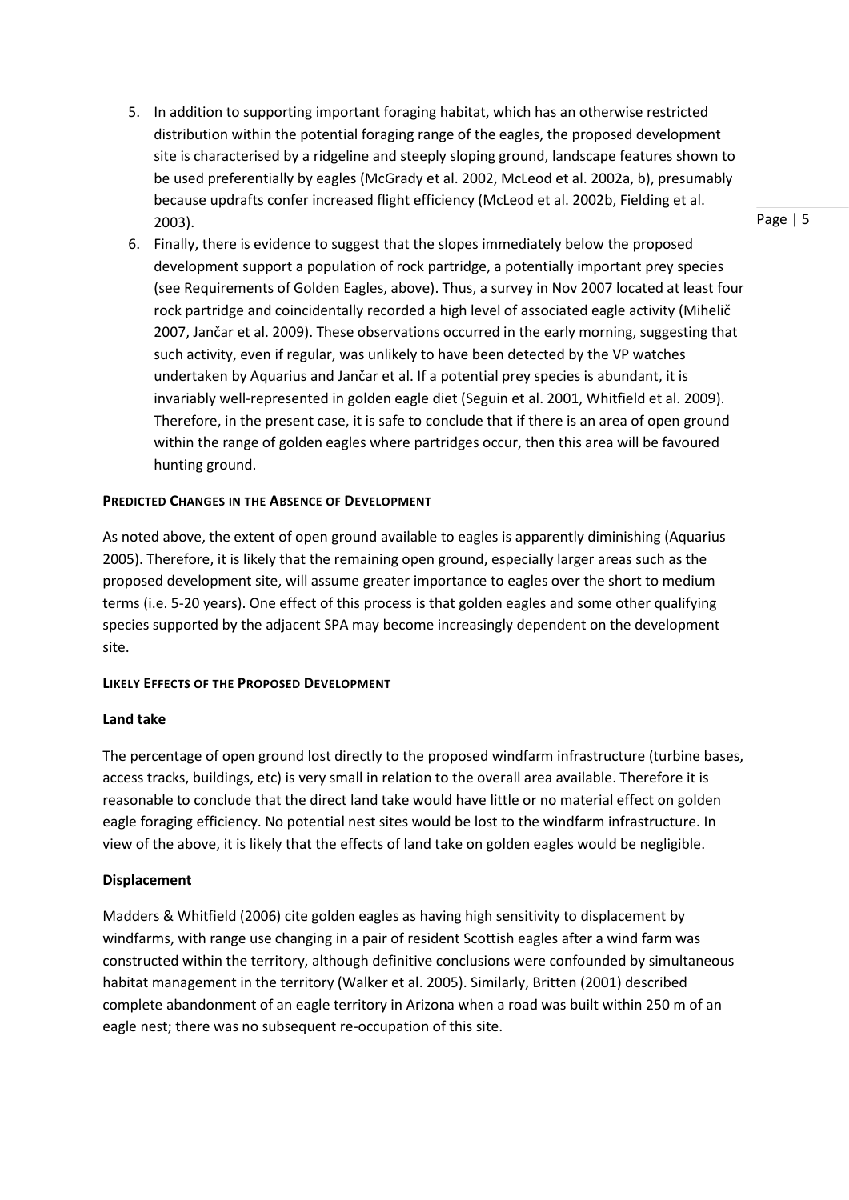5. In addition to supporting important foraging habitat, which has an otherwise restricted distribution within the potential foraging range of the eagles, the proposed development site is characterised by a ridgeline and steeply sloping ground, landscape features shown to be used preferentially by eagles (McGrady et al. 2002, McLeod et al. 2002a, b), presumably because updrafts confer increased flight efficiency (McLeod et al. 2002b, Fielding et al. 2003).
6. Finally, there is evidence to suggest that the slopes immediately below the proposed development support a population of rock partridge, a potentially important prey species (see Requirements of Golden Eagles, above). Thus, a survey in Nov 2007 located at least four rock partridge and coincidentally recorded a high level of associated eagle activity (Mihelič 2007, Jančar et al. 2009). These observations occurred in the early morning, suggesting that such activity, even if regular, was unlikely to have been detected by the VP watches undertaken by Aquarius and Jančar et al. If a potential prey species is abundant, it is invariably well-represented in golden eagle diet (Seguin et al. 2001, Whitfield et al. 2009). Therefore, in the present case, it is safe to conclude that if there is an area of open ground within the range of golden eagles where partridges occur, then this area will be favoured hunting ground.

## PREDICTED CHANGES IN THE ABSENCE OF DEVELOPMENT

As noted above, the extent of open ground available to eagles is apparently diminishing (Aquarius 2005). Therefore, it is likely that the remaining open ground, especially larger areas such as the proposed development site, will assume greater importance to eagles over the short to medium terms (i.e. 5-20 years). One effect of this process is that golden eagles and some other qualifying species supported by the adjacent SPA may become increasingly dependent on the development site.

## LIKELY EFFECTS OF THE PROPOSED DEVELOPMENT

### Land take

The percentage of open ground lost directly to the proposed windfarm infrastructure (turbine bases, access tracks, buildings, etc) is very small in relation to the overall area available. Therefore it is reasonable to conclude that the direct land take would have little or no material effect on golden eagle foraging efficiency. No potential nest sites would be lost to the windfarm infrastructure. In view of the above, it is likely that the effects of land take on golden eagles would be negligible.

### Displacement

Madders & Whitfield (2006) cite golden eagles as having high sensitivity to displacement by windfarms, with range use changing in a pair of resident Scottish eagles after a wind farm was constructed within the territory, although definitive conclusions were confounded by simultaneous habitat management in the territory (Walker et al. 2005). Similarly, Britten (2001) described complete abandonment of an eagle territory in Arizona when a road was built within 250 m of an eagle nest; there was no subsequent re-occupation of this site.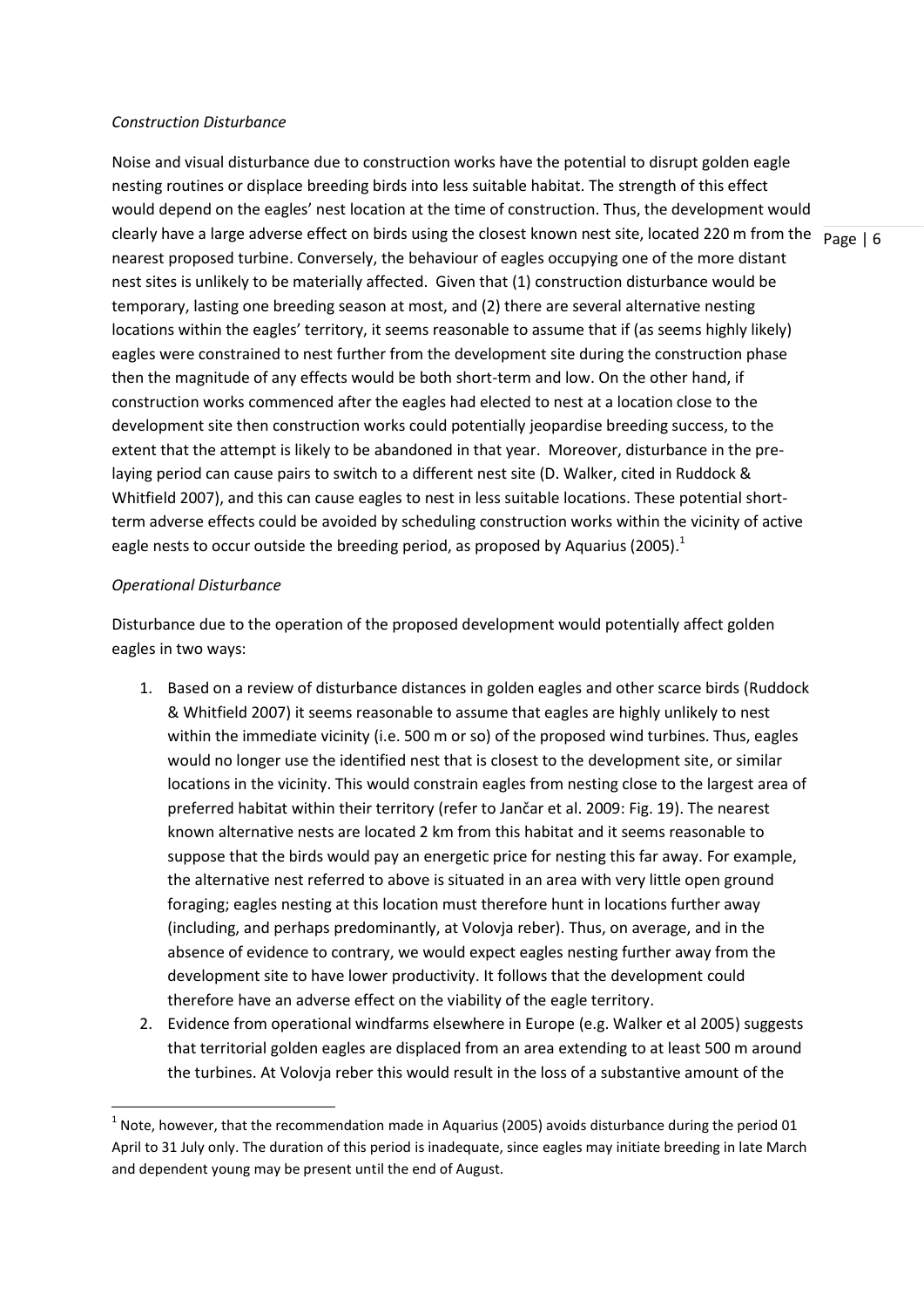*Construction Disturbance*

Noise and visual disturbance due to construction works have the potential to disrupt golden eagle nesting routines or displace breeding birds into less suitable habitat. The strength of this effect would depend on the eagles' nest location at the time of construction. Thus, the development would clearly have a large adverse effect on birds using the closest known nest site, located 220 m from the nearest proposed turbine. Conversely, the behaviour of eagles occupying one of the more distant nest sites is unlikely to be materially affected. Given that (1) construction disturbance would be temporary, lasting one breeding season at most, and (2) there are several alternative nesting locations within the eagles' territory, it seems reasonable to assume that if (as seems highly likely) eagles were constrained to nest further from the development site during the construction phase then the magnitude of any effects would be both short-term and low. On the other hand, if construction works commenced after the eagles had elected to nest at a location close to the development site then construction works could potentially jeopardise breeding success, to the extent that the attempt is likely to be abandoned in that year. Moreover, disturbance in the pre-laying period can cause pairs to switch to a different nest site (D. Walker, cited in Ruddock & Whitfield 2007), and this can cause eagles to nest in less suitable locations. These potential short-term adverse effects could be avoided by scheduling construction works within the vicinity of active eagle nests to occur outside the breeding period, as proposed by Aquarius (2005).[1]

*Operational Disturbance*

Disturbance due to the operation of the proposed development would potentially affect golden eagles in two ways:

1. Based on a review of disturbance distances in golden eagles and other scarce birds (Ruddock & Whitfield 2007) it seems reasonable to assume that eagles are highly unlikely to nest within the immediate vicinity (i.e. 500 m or so) of the proposed wind turbines. Thus, eagles would no longer use the identified nest that is closest to the development site, or similar locations in the vicinity. This would constrain eagles from nesting close to the largest area of preferred habitat within their territory (refer to Jančar et al. 2009: Fig. 19). The nearest known alternative nests are located 2 km from this habitat and it seems reasonable to suppose that the birds would pay an energetic price for nesting this far away. For example, the alternative nest referred to above is situated in an area with very little open ground foraging; eagles nesting at this location must therefore hunt in locations further away (including, and perhaps predominantly, at Volovja reber). Thus, on average, and in the absence of evidence to contrary, we would expect eagles nesting further away from the development site to have lower productivity. It follows that the development could therefore have an adverse effect on the viability of the eagle territory.
2. Evidence from operational windfarms elsewhere in Europe (e.g. Walker et al 2005) suggests that territorial golden eagles are displaced from an area extending to at least 500 m around the turbines. At Volovja reber this would result in the loss of a substantive amount of the

[1] Note, however, that the recommendation made in Aquarius (2005) avoids disturbance during the period 01 April to 31 July only. The duration of this period is inadequate, since eagles may initiate breeding in late March and dependent young may be present until the end of August.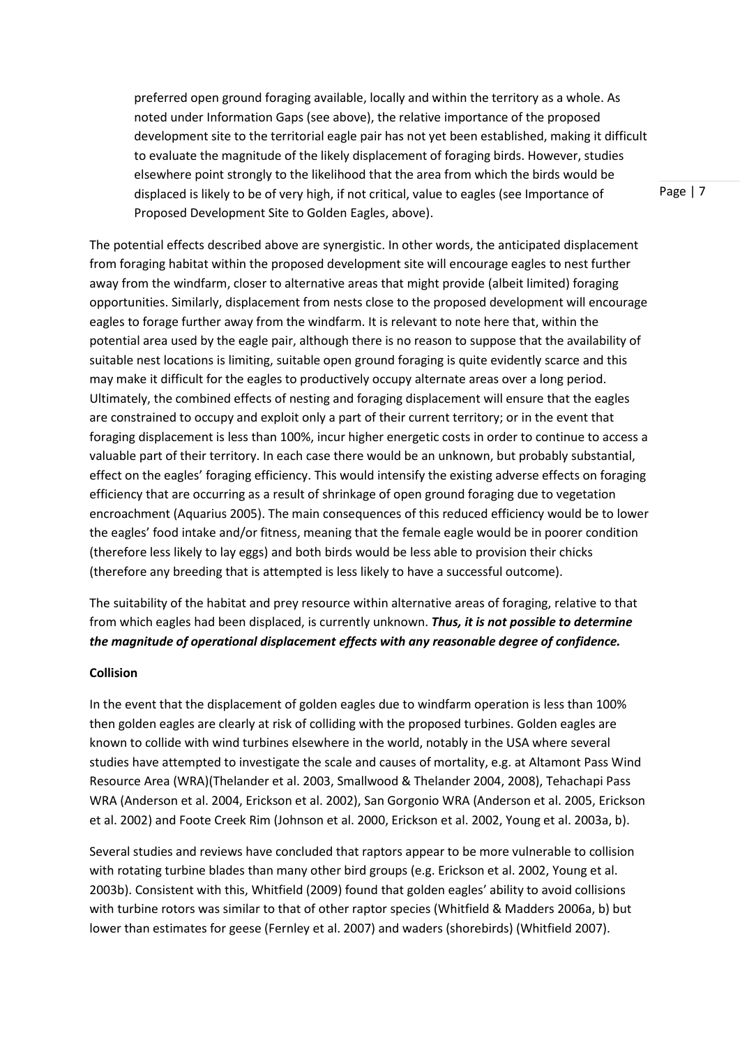preferred open ground foraging available, locally and within the territory as a whole. As noted under Information Gaps (see above), the relative importance of the proposed development site to the territorial eagle pair has not yet been established, making it difficult to evaluate the magnitude of the likely displacement of foraging birds. However, studies elsewhere point strongly to the likelihood that the area from which the birds would be displaced is likely to be of very high, if not critical, value to eagles (see Importance of Proposed Development Site to Golden Eagles, above).

The potential effects described above are synergistic. In other words, the anticipated displacement from foraging habitat within the proposed development site will encourage eagles to nest further away from the windfarm, closer to alternative areas that might provide (albeit limited) foraging opportunities. Similarly, displacement from nests close to the proposed development will encourage eagles to forage further away from the windfarm. It is relevant to note here that, within the potential area used by the eagle pair, although there is no reason to suppose that the availability of suitable nest locations is limiting, suitable open ground foraging is quite evidently scarce and this may make it difficult for the eagles to productively occupy alternate areas over a long period. Ultimately, the combined effects of nesting and foraging displacement will ensure that the eagles are constrained to occupy and exploit only a part of their current territory; or in the event that foraging displacement is less than 100%, incur higher energetic costs in order to continue to access a valuable part of their territory. In each case there would be an unknown, but probably substantial, effect on the eagles' foraging efficiency. This would intensify the existing adverse effects on foraging efficiency that are occurring as a result of shrinkage of open ground foraging due to vegetation encroachment (Aquarius 2005). The main consequences of this reduced efficiency would be to lower the eagles' food intake and/or fitness, meaning that the female eagle would be in poorer condition (therefore less likely to lay eggs) and both birds would be less able to provision their chicks (therefore any breeding that is attempted is less likely to have a successful outcome).

The suitability of the habitat and prey resource within alternative areas of foraging, relative to that from which eagles had been displaced, is currently unknown. ***Thus, it is not possible to determine the magnitude of operational displacement effects with any reasonable degree of confidence.***

**Collision**

In the event that the displacement of golden eagles due to windfarm operation is less than 100% then golden eagles are clearly at risk of colliding with the proposed turbines. Golden eagles are known to collide with wind turbines elsewhere in the world, notably in the USA where several studies have attempted to investigate the scale and causes of mortality, e.g. at Altamont Pass Wind Resource Area (WRA)(Thelander et al. 2003, Smallwood & Thelander 2004, 2008), Tehachapi Pass WRA (Anderson et al. 2004, Erickson et al. 2002), San Gorgonio WRA (Anderson et al. 2005, Erickson et al. 2002) and Foote Creek Rim (Johnson et al. 2000, Erickson et al. 2002, Young et al. 2003a, b).

Several studies and reviews have concluded that raptors appear to be more vulnerable to collision with rotating turbine blades than many other bird groups (e.g. Erickson et al. 2002, Young et al. 2003b). Consistent with this, Whitfield (2009) found that golden eagles' ability to avoid collisions with turbine rotors was similar to that of other raptor species (Whitfield & Madders 2006a, b) but lower than estimates for geese (Fernley et al. 2007) and waders (shorebirds) (Whitfield 2007).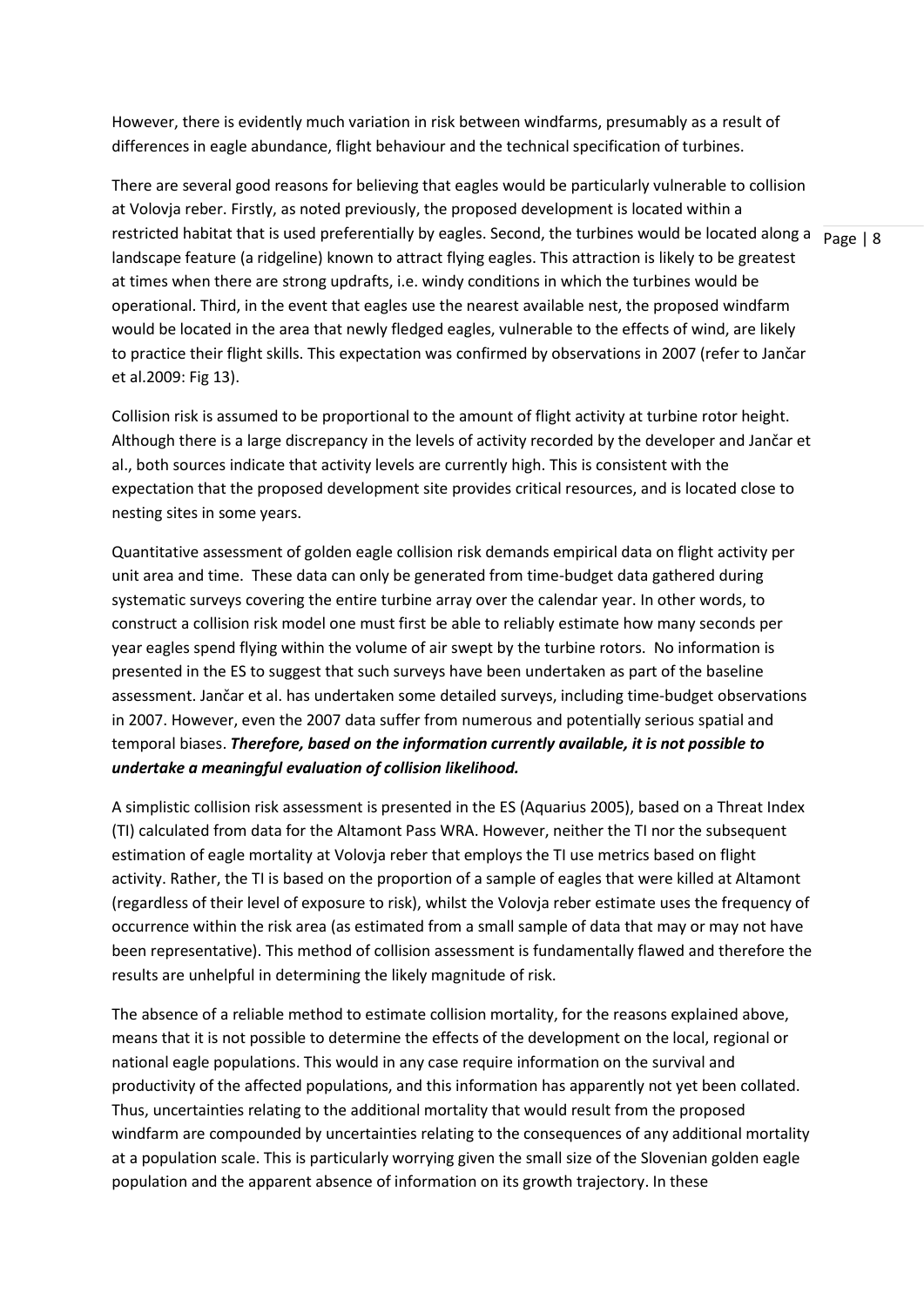However, there is evidently much variation in risk between windfarms, presumably as a result of differences in eagle abundance, flight behaviour and the technical specification of turbines.

There are several good reasons for believing that eagles would be particularly vulnerable to collision at Volovja reber. Firstly, as noted previously, the proposed development is located within a restricted habitat that is used preferentially by eagles. Second, the turbines would be located along a landscape feature (a ridgeline) known to attract flying eagles. This attraction is likely to be greatest at times when there are strong updrafts, i.e. windy conditions in which the turbines would be operational. Third, in the event that eagles use the nearest available nest, the proposed windfarm would be located in the area that newly fledged eagles, vulnerable to the effects of wind, are likely to practice their flight skills. This expectation was confirmed by observations in 2007 (refer to Jančar et al.2009: Fig 13).

Collision risk is assumed to be proportional to the amount of flight activity at turbine rotor height. Although there is a large discrepancy in the levels of activity recorded by the developer and Jančar et al., both sources indicate that activity levels are currently high. This is consistent with the expectation that the proposed development site provides critical resources, and is located close to nesting sites in some years.

Quantitative assessment of golden eagle collision risk demands empirical data on flight activity per unit area and time. These data can only be generated from time-budget data gathered during systematic surveys covering the entire turbine array over the calendar year. In other words, to construct a collision risk model one must first be able to reliably estimate how many seconds per year eagles spend flying within the volume of air swept by the turbine rotors. No information is presented in the ES to suggest that such surveys have been undertaken as part of the baseline assessment. Jančar et al. has undertaken some detailed surveys, including time-budget observations in 2007. However, even the 2007 data suffer from numerous and potentially serious spatial and temporal biases. ***Therefore, based on the information currently available, it is not possible to undertake a meaningful evaluation of collision likelihood.***

A simplistic collision risk assessment is presented in the ES (Aquarius 2005), based on a Threat Index (TI) calculated from data for the Altamont Pass WRA. However, neither the TI nor the subsequent estimation of eagle mortality at Volovja reber that employs the TI use metrics based on flight activity. Rather, the TI is based on the proportion of a sample of eagles that were killed at Altamont (regardless of their level of exposure to risk), whilst the Volovja reber estimate uses the frequency of occurrence within the risk area (as estimated from a small sample of data that may or may not have been representative). This method of collision assessment is fundamentally flawed and therefore the results are unhelpful in determining the likely magnitude of risk.

The absence of a reliable method to estimate collision mortality, for the reasons explained above, means that it is not possible to determine the effects of the development on the local, regional or national eagle populations. This would in any case require information on the survival and productivity of the affected populations, and this information has apparently not yet been collated. Thus, uncertainties relating to the additional mortality that would result from the proposed windfarm are compounded by uncertainties relating to the consequences of any additional mortality at a population scale. This is particularly worrying given the small size of the Slovenian golden eagle population and the apparent absence of information on its growth trajectory. In these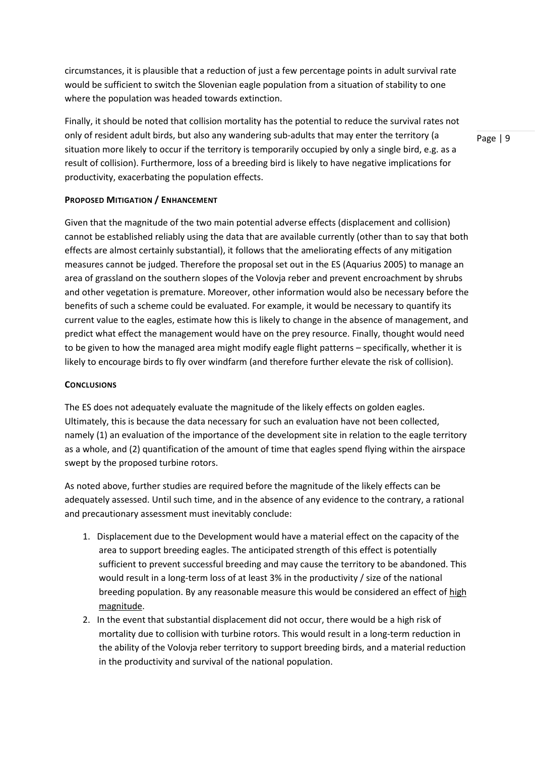circumstances, it is plausible that a reduction of just a few percentage points in adult survival rate would be sufficient to switch the Slovenian eagle population from a situation of stability to one where the population was headed towards extinction.

Finally, it should be noted that collision mortality has the potential to reduce the survival rates not only of resident adult birds, but also any wandering sub-adults that may enter the territory (a situation more likely to occur if the territory is temporarily occupied by only a single bird, e.g. as a result of collision). Furthermore, loss of a breeding bird is likely to have negative implications for productivity, exacerbating the population effects.

### PROPOSED MITIGATION / ENHANCEMENT

Given that the magnitude of the two main potential adverse effects (displacement and collision) cannot be established reliably using the data that are available currently (other than to say that both effects are almost certainly substantial), it follows that the ameliorating effects of any mitigation measures cannot be judged. Therefore the proposal set out in the ES (Aquarius 2005) to manage an area of grassland on the southern slopes of the Volovja reber and prevent encroachment by shrubs and other vegetation is premature. Moreover, other information would also be necessary before the benefits of such a scheme could be evaluated. For example, it would be necessary to quantify its current value to the eagles, estimate how this is likely to change in the absence of management, and predict what effect the management would have on the prey resource. Finally, thought would need to be given to how the managed area might modify eagle flight patterns – specifically, whether it is likely to encourage birds to fly over windfarm (and therefore further elevate the risk of collision).

### CONCLUSIONS

The ES does not adequately evaluate the magnitude of the likely effects on golden eagles. Ultimately, this is because the data necessary for such an evaluation have not been collected, namely (1) an evaluation of the importance of the development site in relation to the eagle territory as a whole, and (2) quantification of the amount of time that eagles spend flying within the airspace swept by the proposed turbine rotors.

As noted above, further studies are required before the magnitude of the likely effects can be adequately assessed. Until such time, and in the absence of any evidence to the contrary, a rational and precautionary assessment must inevitably conclude:

1. Displacement due to the Development would have a material effect on the capacity of the area to support breeding eagles. The anticipated strength of this effect is potentially sufficient to prevent successful breeding and may cause the territory to be abandoned. This would result in a long-term loss of at least 3% in the productivity / size of the national breeding population. By any reasonable measure this would be considered an effect of <u>high magnitude</u>.
2. In the event that substantial displacement did not occur, there would be a high risk of mortality due to collision with turbine rotors. This would result in a long-term reduction in the ability of the Volovja reber territory to support breeding birds, and a material reduction in the productivity and survival of the national population.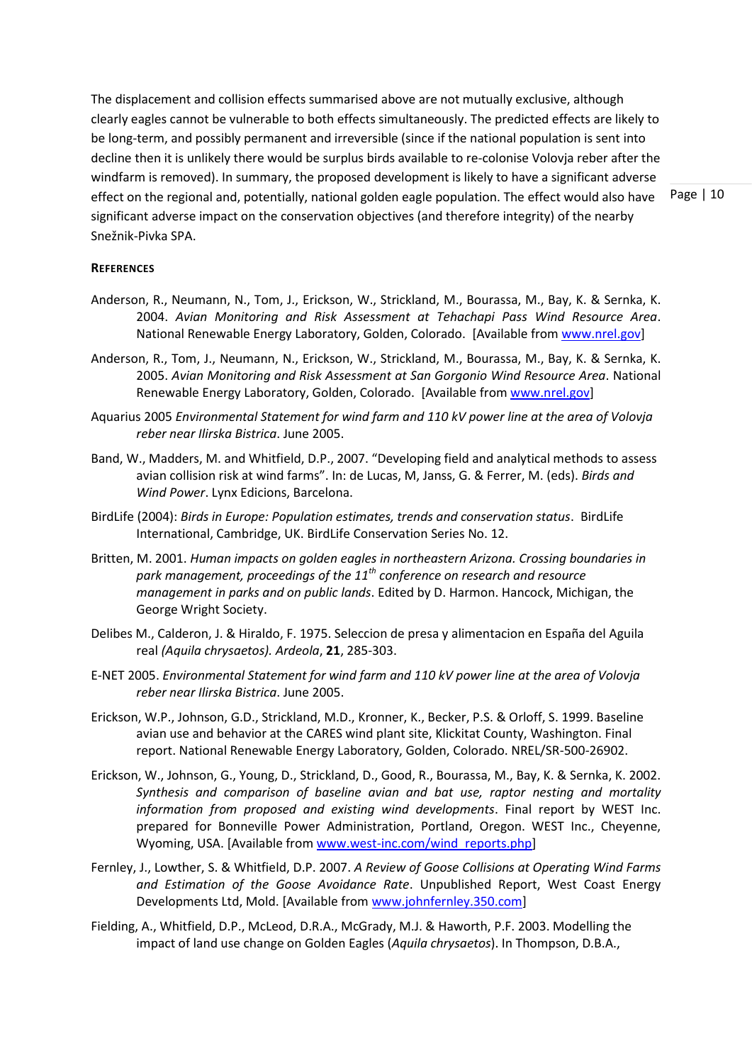The displacement and collision effects summarised above are not mutually exclusive, although clearly eagles cannot be vulnerable to both effects simultaneously. The predicted effects are likely to be long-term, and possibly permanent and irreversible (since if the national population is sent into decline then it is unlikely there would be surplus birds available to re-colonise Volovja reber after the windfarm is removed). In summary, the proposed development is likely to have a significant adverse effect on the regional and, potentially, national golden eagle population. The effect would also have significant adverse impact on the conservation objectives (and therefore integrity) of the nearby Snežnik-Pivka SPA.

**REFERENCES**

Anderson, R., Neumann, N., Tom, J., Erickson, W., Strickland, M., Bourassa, M., Bay, K. & Sernka, K. 2004. *Avian Monitoring and Risk Assessment at Tehachapi Pass Wind Resource Area*. National Renewable Energy Laboratory, Golden, Colorado. [Available from www.nrel.gov]

Anderson, R., Tom, J., Neumann, N., Erickson, W., Strickland, M., Bourassa, M., Bay, K. & Sernka, K. 2005. *Avian Monitoring and Risk Assessment at San Gorgonio Wind Resource Area*. National Renewable Energy Laboratory, Golden, Colorado. [Available from www.nrel.gov]

Aquarius 2005 *Environmental Statement for wind farm and 110 kV power line at the area of Volovja reber near Ilirska Bistrica*. June 2005.

Band, W., Madders, M. and Whitfield, D.P., 2007. "Developing field and analytical methods to assess avian collision risk at wind farms". In: de Lucas, M, Janss, G. & Ferrer, M. (eds). *Birds and Wind Power*. Lynx Edicions, Barcelona.

BirdLife (2004): *Birds in Europe: Population estimates, trends and conservation status*. BirdLife International, Cambridge, UK. BirdLife Conservation Series No. 12.

Britten, M. 2001. *Human impacts on golden eagles in northeastern Arizona. Crossing boundaries in park management, proceedings of the 11th conference on research and resource management in parks and on public lands*. Edited by D. Harmon. Hancock, Michigan, the George Wright Society.

Delibes M., Calderon, J. & Hiraldo, F. 1975. Seleccion de presa y alimentacion en España del Aguila real *(Aquila chrysaetos). Ardeola*, **21**, 285-303.

E-NET 2005. *Environmental Statement for wind farm and 110 kV power line at the area of Volovja reber near Ilirska Bistrica*. June 2005.

Erickson, W.P., Johnson, G.D., Strickland, M.D., Kronner, K., Becker, P.S. & Orloff, S. 1999. Baseline avian use and behavior at the CARES wind plant site, Klickitat County, Washington. Final report. National Renewable Energy Laboratory, Golden, Colorado. NREL/SR-500-26902.

Erickson, W., Johnson, G., Young, D., Strickland, D., Good, R., Bourassa, M., Bay, K. & Sernka, K. 2002. *Synthesis and comparison of baseline avian and bat use, raptor nesting and mortality information from proposed and existing wind developments*. Final report by WEST Inc. prepared for Bonneville Power Administration, Portland, Oregon. WEST Inc., Cheyenne, Wyoming, USA. [Available from www.west-inc.com/wind_reports.php]

Fernley, J., Lowther, S. & Whitfield, D.P. 2007. *A Review of Goose Collisions at Operating Wind Farms and Estimation of the Goose Avoidance Rate*. Unpublished Report, West Coast Energy Developments Ltd, Mold. [Available from www.johnfernley.350.com]

Fielding, A., Whitfield, D.P., McLeod, D.R.A., McGrady, M.J. & Haworth, P.F. 2003. Modelling the impact of land use change on Golden Eagles (*Aquila chrysaetos*). In Thompson, D.B.A.,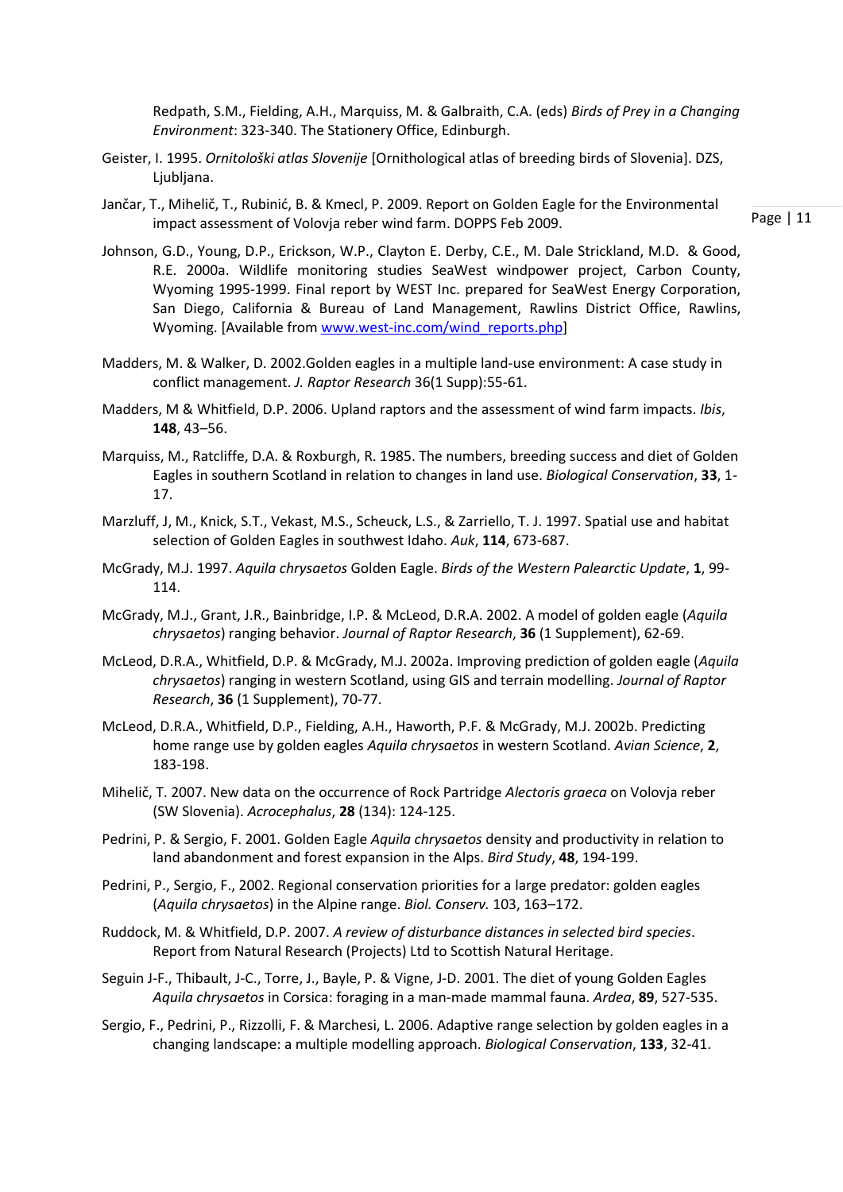Redpath, S.M., Fielding, A.H., Marquiss, M. & Galbraith, C.A. (eds) *Birds of Prey in a Changing Environment*: 323-340. The Stationery Office, Edinburgh.

Geister, I. 1995. *Ornitološki atlas Slovenije* [Ornithological atlas of breeding birds of Slovenia]. DZS, Ljubljana.

Jančar, T., Mihelič, T., Rubinić, B. & Kmecl, P. 2009. Report on Golden Eagle for the Environmental impact assessment of Volovja reber wind farm. DOPPS Feb 2009.

Johnson, G.D., Young, D.P., Erickson, W.P., Clayton E. Derby, C.E., M. Dale Strickland, M.D. & Good, R.E. 2000a. Wildlife monitoring studies SeaWest windpower project, Carbon County, Wyoming 1995-1999. Final report by WEST Inc. prepared for SeaWest Energy Corporation, San Diego, California & Bureau of Land Management, Rawlins District Office, Rawlins, Wyoming. [Available from www.west-inc.com/wind_reports.php]

Madders, M. & Walker, D. 2002.Golden eagles in a multiple land-use environment: A case study in conflict management. *J. Raptor Research* 36(1 Supp):55-61.

Madders, M & Whitfield, D.P. 2006. Upland raptors and the assessment of wind farm impacts. *Ibis*, **148**, 43–56.

Marquiss, M., Ratcliffe, D.A. & Roxburgh, R. 1985. The numbers, breeding success and diet of Golden Eagles in southern Scotland in relation to changes in land use. *Biological Conservation*, **33**, 1-17.

Marzluff, J, M., Knick, S.T., Vekast, M.S., Scheuck, L.S., & Zarriello, T. J. 1997. Spatial use and habitat selection of Golden Eagles in southwest Idaho. *Auk*, **114**, 673-687.

McGrady, M.J. 1997. *Aquila chrysaetos* Golden Eagle. *Birds of the Western Palearctic Update*, **1**, 99-114.

McGrady, M.J., Grant, J.R., Bainbridge, I.P. & McLeod, D.R.A. 2002. A model of golden eagle (*Aquila chrysaetos*) ranging behavior. *Journal of Raptor Research*, **36** (1 Supplement), 62-69.

McLeod, D.R.A., Whitfield, D.P. & McGrady, M.J. 2002a. Improving prediction of golden eagle (*Aquila chrysaetos*) ranging in western Scotland, using GIS and terrain modelling. *Journal of Raptor Research*, **36** (1 Supplement), 70-77.

McLeod, D.R.A., Whitfield, D.P., Fielding, A.H., Haworth, P.F. & McGrady, M.J. 2002b. Predicting home range use by golden eagles *Aquila chrysaetos* in western Scotland. *Avian Science*, **2**, 183-198.

Mihelič, T. 2007. New data on the occurrence of Rock Partridge *Alectoris graeca* on Volovja reber (SW Slovenia). *Acrocephalus*, **28** (134): 124-125.

Pedrini, P. & Sergio, F. 2001. Golden Eagle *Aquila chrysaetos* density and productivity in relation to land abandonment and forest expansion in the Alps. *Bird Study*, **48**, 194-199.

Pedrini, P., Sergio, F., 2002. Regional conservation priorities for a large predator: golden eagles (*Aquila chrysaetos*) in the Alpine range. *Biol. Conserv.* 103, 163–172.

Ruddock, M. & Whitfield, D.P. 2007. *A review of disturbance distances in selected bird species*. Report from Natural Research (Projects) Ltd to Scottish Natural Heritage.

Seguin J-F., Thibault, J-C., Torre, J., Bayle, P. & Vigne, J-D. 2001. The diet of young Golden Eagles *Aquila chrysaetos* in Corsica: foraging in a man-made mammal fauna. *Ardea*, **89**, 527-535.

Sergio, F., Pedrini, P., Rizzoli, F. & Marchesi, L. 2006. Adaptive range selection by golden eagles in a changing landscape: a multiple modelling approach. *Biological Conservation*, **133**, 32-41.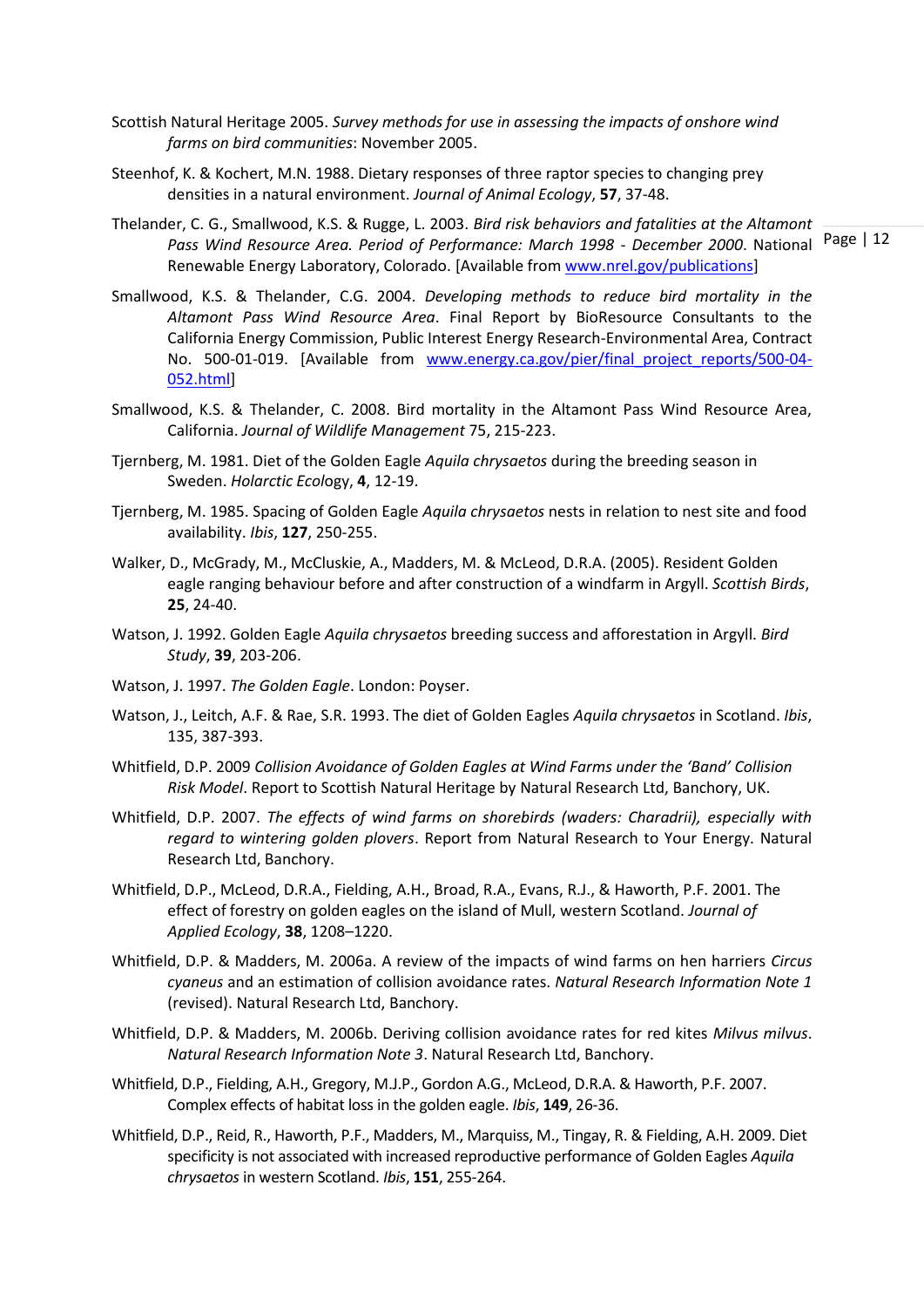Scottish Natural Heritage 2005. *Survey methods for use in assessing the impacts of onshore wind farms on bird communities*: November 2005.

Steenhof, K. & Kochert, M.N. 1988. Dietary responses of three raptor species to changing prey densities in a natural environment. *Journal of Animal Ecology*, **57**, 37-48.

Thelander, C. G., Smallwood, K.S. & Rugge, L. 2003. *Bird risk behaviors and fatalities at the Altamont Pass Wind Resource Area. Period of Performance: March 1998 - December 2000*. National Renewable Energy Laboratory, Colorado. [Available from www.nrel.gov/publications]

Smallwood, K.S. & Thelander, C.G. 2004. *Developing methods to reduce bird mortality in the Altamont Pass Wind Resource Area*. Final Report by BioResource Consultants to the California Energy Commission, Public Interest Energy Research-Environmental Area, Contract No. 500-01-019. [Available from www.energy.ca.gov/pier/final_project_reports/500-04-052.html]

Smallwood, K.S. & Thelander, C. 2008. Bird mortality in the Altamont Pass Wind Resource Area, California. *Journal of Wildlife Management* 75, 215-223.

Tjernberg, M. 1981. Diet of the Golden Eagle *Aquila chrysaetos* during the breeding season in Sweden. *Holarctic Ecol*ogy, **4**, 12-19.

Tjernberg, M. 1985. Spacing of Golden Eagle *Aquila chrysaetos* nests in relation to nest site and food availability. *Ibis*, **127**, 250-255.

Walker, D., McGrady, M., McCluskie, A., Madders, M. & McLeod, D.R.A. (2005). Resident Golden eagle ranging behaviour before and after construction of a windfarm in Argyll. *Scottish Birds*, **25**, 24-40.

Watson, J. 1992. Golden Eagle *Aquila chrysaetos* breeding success and afforestation in Argyll. *Bird Study*, **39**, 203-206.

Watson, J. 1997. *The Golden Eagle*. London: Poyser.

Watson, J., Leitch, A.F. & Rae, S.R. 1993. The diet of Golden Eagles *Aquila chrysaetos* in Scotland. *Ibis*, 135, 387-393.

Whitfield, D.P. 2009 *Collision Avoidance of Golden Eagles at Wind Farms under the 'Band' Collision Risk Model*. Report to Scottish Natural Heritage by Natural Research Ltd, Banchory, UK.

Whitfield, D.P. 2007. *The effects of wind farms on shorebirds (waders: Charadrii), especially with regard to wintering golden plovers*. Report from Natural Research to Your Energy. Natural Research Ltd, Banchory.

Whitfield, D.P., McLeod, D.R.A., Fielding, A.H., Broad, R.A., Evans, R.J., & Haworth, P.F. 2001. The effect of forestry on golden eagles on the island of Mull, western Scotland. *Journal of Applied Ecology*, **38**, 1208–1220.

Whitfield, D.P. & Madders, M. 2006a. A review of the impacts of wind farms on hen harriers *Circus cyaneus* and an estimation of collision avoidance rates. *Natural Research Information Note 1* (revised). Natural Research Ltd, Banchory.

Whitfield, D.P. & Madders, M. 2006b. Deriving collision avoidance rates for red kites *Milvus milvus*. *Natural Research Information Note 3*. Natural Research Ltd, Banchory.

Whitfield, D.P., Fielding, A.H., Gregory, M.J.P., Gordon A.G., McLeod, D.R.A. & Haworth, P.F. 2007. Complex effects of habitat loss in the golden eagle. *Ibis*, **149**, 26-36.

Whitfield, D.P., Reid, R., Haworth, P.F., Madders, M., Marquiss, M., Tingay, R. & Fielding, A.H. 2009. Diet specificity is not associated with increased reproductive performance of Golden Eagles *Aquila chrysaetos* in western Scotland. *Ibis*, **151**, 255-264.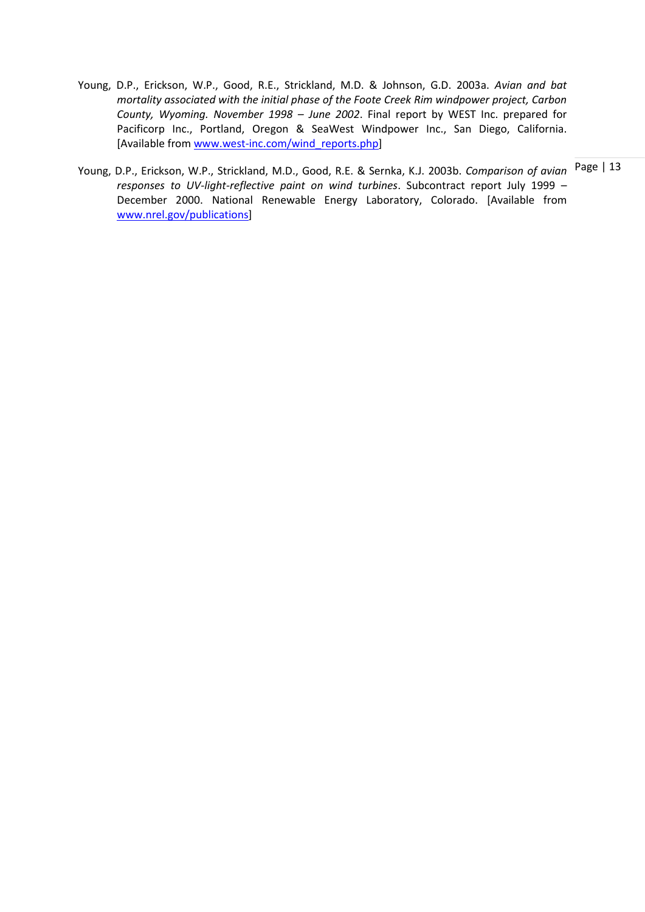Young, D.P., Erickson, W.P., Good, R.E., Strickland, M.D. & Johnson, G.D. 2003a. *Avian and bat mortality associated with the initial phase of the Foote Creek Rim windpower project, Carbon County, Wyoming. November 1998 – June 2002*. Final report by WEST Inc. prepared for Pacificorp Inc., Portland, Oregon & SeaWest Windpower Inc., San Diego, California. [Available from www.west-inc.com/wind_reports.php]

Young, D.P., Erickson, W.P., Strickland, M.D., Good, R.E. & Sernka, K.J. 2003b. *Comparison of avian responses to UV-light-reflective paint on wind turbines*. Subcontract report July 1999 – December 2000. National Renewable Energy Laboratory, Colorado. [Available from www.nrel.gov/publications]